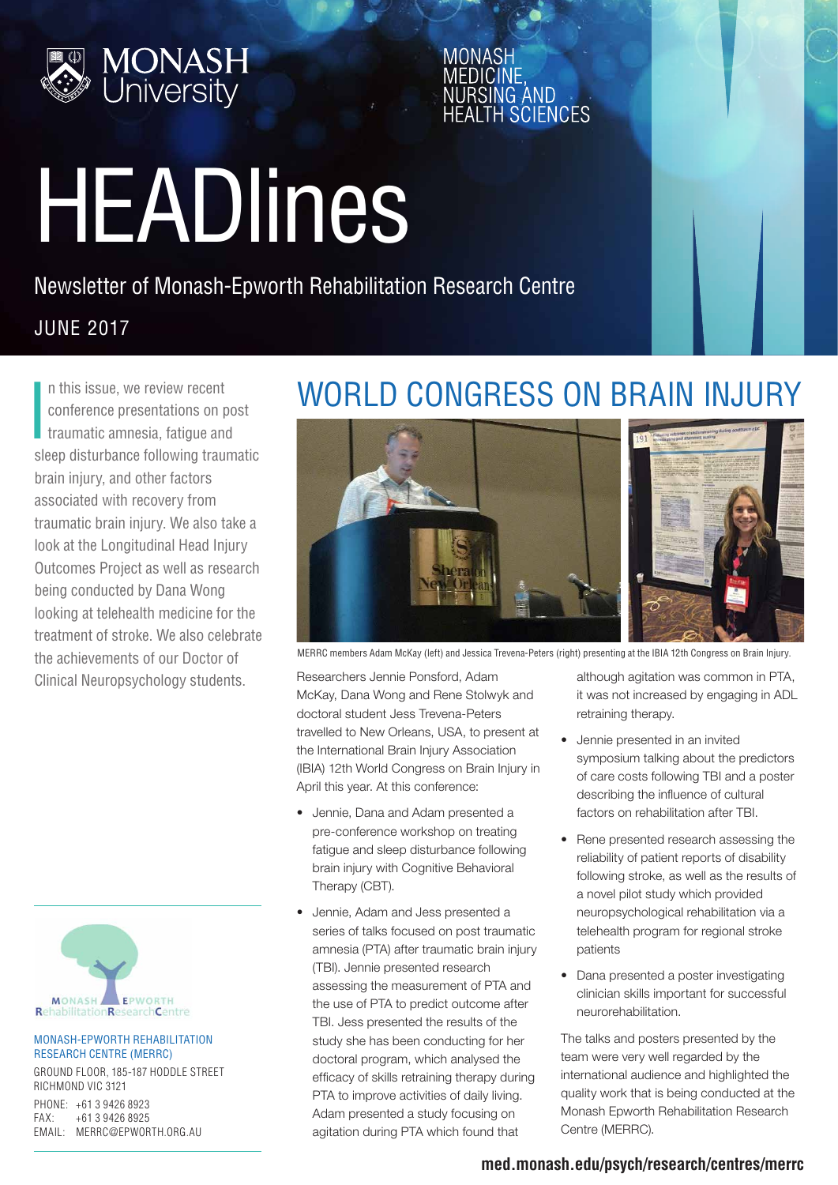MONASH University

MONASH MEDICINE, NURSING AND HEALTH SCIENCES

# HEADlines

Newsletter of Monash-Epworth Rehabilitation Research Centre

JUNE 2017

In this issue, we review recent conference presentations on post traumatic amnesia, fatigue and sleep disturbance following traumatic brain injury, and other factors associated with recovery from traumatic brain injury. We also take a look at the Longitudinal Head Injury Outcomes Project as well as research being conducted by Dana Wong looking at telehealth medicine for the treatment of stroke. We also celebrate the achievements of our Doctor of Clinical Neuropsychology students.

## WORLD CONGRESS ON BRAIN INJURY

MERRC members Adam McKay (left) and Jessica Trevena-Peters (right) presenting at the IBIA 12th Congress on Brain Injury.

Researchers Jennie Ponsford, Adam McKay, Dana Wong and Rene Stolwyk and doctoral student Jess Trevena-Peters travelled to New Orleans, USA, to present at the International Brain Injury Association (IBIA) 12th World Congress on Brain Injury in April this year. At this conference:

- Jennie, Dana and Adam presented a pre-conference workshop on treating fatigue and sleep disturbance following brain injury with Cognitive Behavioral Therapy (CBT).
- Jennie, Adam and Jess presented a series of talks focused on post traumatic amnesia (PTA) after traumatic brain injury (TBI). Jennie presented research assessing the measurement of PTA and the use of PTA to predict outcome after TBI. Jess presented the results of the study she has been conducting for her doctoral program, which analysed the efficacy of skills retraining therapy during PTA to improve activities of daily living. Adam presented a study focusing on agitation during PTA which found that although agitation was common in PTA, it was not increased by engaging in ADL retraining therapy.
- Jennie presented in an invited symposium talking about the predictors of care costs following TBI and a poster describing the influence of cultural factors on rehabilitation after TBI.
- Rene presented research assessing the reliability of patient reports of disability following stroke, as well as the results of a novel pilot study which provided neuropsychological rehabilitation via a telehealth program for regional stroke patients
- Dana presented a poster investigating clinician skills important for successful neurorehabilitation.

The talks and posters presented by the team were very well regarded by the international audience and highlighted the quality work that is being conducted at the Monash Epworth Rehabilitation Research Centre (MERRC).

MONASH EPWORTH Rehabilitation Research Centre

MONASH-EPWORTH REHABILITATION RESEARCH CENTRE (MERRC)

GROUND FLOOR, 185-187 HODDLE STREET
RICHMOND VIC 3121

PHONE: +61 3 9426 8923
FAX: +61 3 9426 8925
EMAIL: MERRC@EPWORTH.ORG.AU

**med.monash.edu/psych/research/centres/merrc**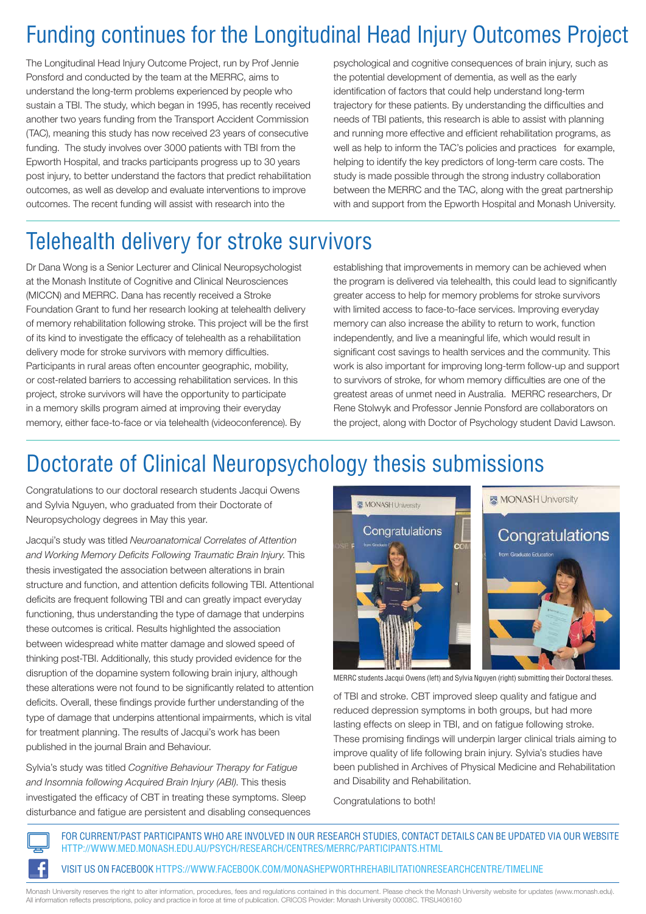# Funding continues for the Longitudinal Head Injury Outcomes Project

The Longitudinal Head Injury Outcome Project, run by Prof Jennie Ponsford and conducted by the team at the MERRC, aims to understand the long-term problems experienced by people who sustain a TBI. The study, which began in 1995, has recently received another two years funding from the Transport Accident Commission (TAC), meaning this study has now received 23 years of consecutive funding. The study involves over 3000 patients with TBI from the Epworth Hospital, and tracks participants progress up to 30 years post injury, to better understand the factors that predict rehabilitation outcomes, as well as develop and evaluate interventions to improve outcomes. The recent funding will assist with research into the psychological and cognitive consequences of brain injury, such as the potential development of dementia, as well as the early identification of factors that could help understand long-term trajectory for these patients. By understanding the difficulties and needs of TBI patients, this research is able to assist with planning and running more effective and efficient rehabilitation programs, as well as help to inform the TAC's policies and practices for example, helping to identify the key predictors of long-term care costs. The study is made possible through the strong industry collaboration between the MERRC and the TAC, along with the great partnership with and support from the Epworth Hospital and Monash University.

# Telehealth delivery for stroke survivors

Dr Dana Wong is a Senior Lecturer and Clinical Neuropsychologist at the Monash Institute of Cognitive and Clinical Neurosciences (MICCN) and MERRC. Dana has recently received a Stroke Foundation Grant to fund her research looking at telehealth delivery of memory rehabilitation following stroke. This project will be the first of its kind to investigate the efficacy of telehealth as a rehabilitation delivery mode for stroke survivors with memory difficulties. Participants in rural areas often encounter geographic, mobility, or cost-related barriers to accessing rehabilitation services. In this project, stroke survivors will have the opportunity to participate in a memory skills program aimed at improving their everyday memory, either face-to-face or via telehealth (videoconference). By establishing that improvements in memory can be achieved when the program is delivered via telehealth, this could lead to significantly greater access to help for memory problems for stroke survivors with limited access to face-to-face services. Improving everyday memory can also increase the ability to return to work, function independently, and live a meaningful life, which would result in significant cost savings to health services and the community. This work is also important for improving long-term follow-up and support to survivors of stroke, for whom memory difficulties are one of the greatest areas of unmet need in Australia. MERRC researchers, Dr Rene Stolwyk and Professor Jennie Ponsford are collaborators on the project, along with Doctor of Psychology student David Lawson.

# Doctorate of Clinical Neuropsychology thesis submissions

Congratulations to our doctoral research students Jacqui Owens and Sylvia Nguyen, who graduated from their Doctorate of Neuropsychology degrees in May this year.

Jacqui's study was titled *Neuroanatomical Correlates of Attention and Working Memory Deficits Following Traumatic Brain Injury*. This thesis investigated the association between alterations in brain structure and function, and attention deficits following TBI. Attentional deficits are frequent following TBI and can greatly impact everyday functioning, thus understanding the type of damage that underpins these outcomes is critical. Results highlighted the association between widespread white matter damage and slowed speed of thinking post-TBI. Additionally, this study provided evidence for the disruption of the dopamine system following brain injury, although these alterations were not found to be significantly related to attention deficits. Overall, these findings provide further understanding of the type of damage that underpins attentional impairments, which is vital for treatment planning. The results of Jacqui's work has been published in the journal Brain and Behaviour.

Sylvia's study was titled *Cognitive Behaviour Therapy for Fatigue and Insomnia following Acquired Brain Injury (ABI)*. This thesis investigated the efficacy of CBT in treating these symptoms. Sleep disturbance and fatigue are persistent and disabling consequences of TBI and stroke. CBT improved sleep quality and fatigue and reduced depression symptoms in both groups, but had more lasting effects on sleep in TBI, and on fatigue following stroke. These promising findings will underpin larger clinical trials aiming to improve quality of life following brain injury. Sylvia's studies have been published in Archives of Physical Medicine and Rehabilitation and Disability and Rehabilitation.

MERRC students Jacqui Owens (left) and Sylvia Nguyen (right) submitting their Doctoral theses.

Congratulations to both!

FOR CURRENT/PAST PARTICIPANTS WHO ARE INVOLVED IN OUR RESEARCH STUDIES, CONTACT DETAILS CAN BE UPDATED VIA OUR WEBSITE HTTP://WWW.MED.MONASH.EDU.AU/PSYCH/RESEARCH/CENTRES/MERRC/PARTICIPANTS.HTML

VISIT US ON FACEBOOK HTTPS://WWW.FACEBOOK.COM/MONASHEPWORTHREHABILITATIONRESEARCHCENTRE/TIMELINE

Monash University reserves the right to alter information, procedures, fees and regulations contained in this document. Please check the Monash University website for updates (www.monash.edu). All information reflects prescriptions, policy and practice in force at time of publication. CRICOS Provider: Monash University 00008C. TRSU406160